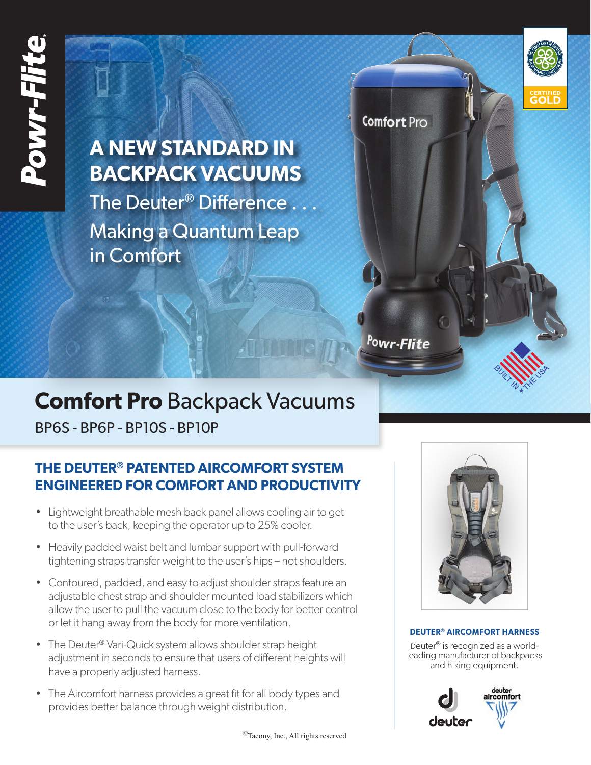Powr-Flite

# A NEW STANDARD IN BACKPACK VACUUMS

The Deuter® Difference . . .
Making a Quantum Leap in Comfort

CERTIFIED GOLD

BUILT IN THE USA

# Comfort Pro Backpack Vacuums

BP6S - BP6P - BP10S - BP10P

## THE DEUTER® PATENTED AIRCOMFORT SYSTEM ENGINEERED FOR COMFORT AND PRODUCTIVITY

- Lightweight breathable mesh back panel allows cooling air to get to the user's back, keeping the operator up to 25% cooler.
- Heavily padded waist belt and lumbar support with pull-forward tightening straps transfer weight to the user's hips – not shoulders.
- Contoured, padded, and easy to adjust shoulder straps feature an adjustable chest strap and shoulder mounted load stabilizers which allow the user to pull the vacuum close to the body for better control or let it hang away from the body for more ventilation.
- The Deuter® Vari-Quick system allows shoulder strap height adjustment in seconds to ensure that users of different heights will have a properly adjusted harness.
- The Aircomfort harness provides a great fit for all body types and provides better balance through weight distribution.

**DEUTER® AIRCOMFORT HARNESS**

Deuter® is recognized as a world-leading manufacturer of backpacks and hiking equipment.

©Tacony, Inc., All rights reserved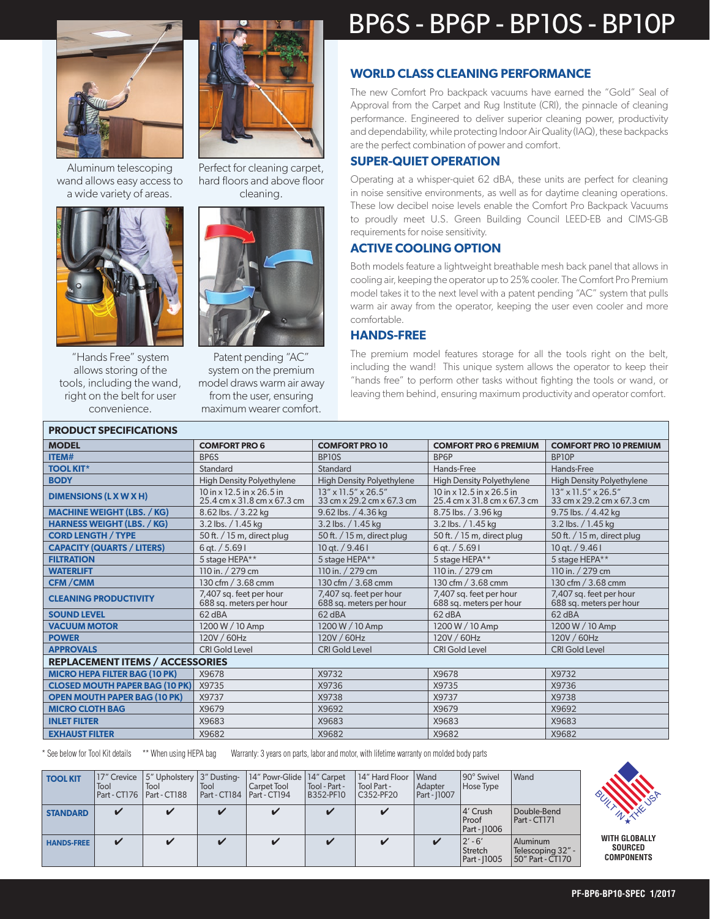# BP6S - BP6P - BP10S - BP10P

Aluminum telescoping wand allows easy access to a wide variety of areas.

Perfect for cleaning carpet, hard floors and above floor cleaning.

"Hands Free" system allows storing of the tools, including the wand, right on the belt for user convenience.

Patent pending "AC" system on the premium model draws warm air away from the user, ensuring maximum wearer comfort.

## WORLD CLASS CLEANING PERFORMANCE

The new Comfort Pro backpack vacuums have earned the "Gold" Seal of Approval from the Carpet and Rug Institute (CRI), the pinnacle of cleaning performance. Engineered to deliver superior cleaning power, productivity and dependability, while protecting Indoor Air Quality (IAQ), these backpacks are the perfect combination of power and comfort.

## SUPER-QUIET OPERATION

Operating at a whisper-quiet 62 dBA, these units are perfect for cleaning in noise sensitive environments, as well as for daytime cleaning operations. These low decibel noise levels enable the Comfort Pro Backpack Vacuums to proudly meet U.S. Green Building Council LEED-EB and CIMS-GB requirements for noise sensitivity.

## ACTIVE COOLING OPTION

Both models feature a lightweight breathable mesh back panel that allows in cooling air, keeping the operator up to 25% cooler. The Comfort Pro Premium model takes it to the next level with a patent pending "AC" system that pulls warm air away from the operator, keeping the user even cooler and more comfortable.

## HANDS-FREE

The premium model features storage for all the tools right on the belt, including the wand! This unique system allows the operator to keep their "hands free" to perform other tasks without fighting the tools or wand, or leaving them behind, ensuring maximum productivity and operator comfort.

## PRODUCT SPECIFICATIONS

| MODEL | COMFORT PRO 6 | COMFORT PRO 10 | COMFORT PRO 6 PREMIUM | COMFORT PRO 10 PREMIUM |
|---|---|---|---|---|
| ITEM# | BP6S | BP10S | BP6P | BP10P |
| TOOL KIT* | Standard | Standard | Hands-Free | Hands-Free |
| BODY | High Density Polyethylene | High Density Polyethylene | High Density Polyethylene | High Density Polyethylene |
| DIMENSIONS (L X W X H) | 10 in x 12.5 in x 26.5 in 25.4 cm x 31.8 cm x 67.3 cm | 13" x 11.5" x 26.5" 33 cm x 29.2 cm x 67.3 cm | 10 in x 12.5 in x 26.5 in 25.4 cm x 31.8 cm x 67.3 cm | 13" x 11.5" x 26.5" 33 cm x 29.2 cm x 67.3 cm |
| MACHINE WEIGHT (LBS. / KG) | 8.62 lbs. / 3.22 kg | 9.62 lbs. / 4.36 kg | 8.75 lbs. / 3.96 kg | 9.75 lbs. / 4.42 kg |
| HARNESS WEIGHT (LBS. / KG) | 3.2 lbs. / 1.45 kg | 3.2 lbs. / 1.45 kg | 3.2 lbs. / 1.45 kg | 3.2 lbs. / 1.45 kg |
| CORD LENGTH / TYPE | 50 ft. / 15 m, direct plug | 50 ft. / 15 m, direct plug | 50 ft. / 15 m, direct plug | 50 ft. / 15 m, direct plug |
| CAPACITY (QUARTS / LITERS) | 6 qt. / 5.69 l | 10 qt. / 9.46 l | 6 qt. / 5.69 l | 10 qt. / 9.46 l |
| FILTRATION | 5 stage HEPA** | 5 stage HEPA** | 5 stage HEPA** | 5 stage HEPA** |
| WATERLIFT | 110 in. / 279 cm | 110 in. / 279 cm | 110 in. / 279 cm | 110 in. / 279 cm |
| CFM / CMM | 130 cfm / 3.68 cmm | 130 cfm / 3.68 cmm | 130 cfm / 3.68 cmm | 130 cfm / 3.68 cmm |
| CLEANING PRODUCTIVITY | 7,407 sq. feet per hour 688 sq. meters per hour | 7,407 sq. feet per hour 688 sq. meters per hour | 7,407 sq. feet per hour 688 sq. meters per hour | 7,407 sq. feet per hour 688 sq. meters per hour |
| SOUND LEVEL | 62 dBA | 62 dBA | 62 dBA | 62 dBA |
| VACUUM MOTOR | 1200 W / 10 Amp | 1200 W / 10 Amp | 1200 W / 10 Amp | 1200 W / 10 Amp |
| POWER | 120V / 60Hz | 120V / 60Hz | 120V / 60Hz | 120V / 60Hz |
| APPROVALS | CRI Gold Level | CRI Gold Level | CRI Gold Level | CRI Gold Level |
| **REPLACEMENT ITEMS / ACCESSORIES** | | | | |
| MICRO HEPA FILTER BAG (10 PK) | X9678 | X9732 | X9678 | X9732 |
| CLOSED MOUTH PAPER BAG (10 PK) | X9735 | X9736 | X9735 | X9736 |
| OPEN MOUTH PAPER BAG (10 PK) | X9737 | X9738 | X9737 | X9738 |
| MICRO CLOTH BAG | X9679 | X9692 | X9679 | X9692 |
| INLET FILTER | X9683 | X9683 | X9683 | X9683 |
| EXHAUST FILTER | X9682 | X9682 | X9682 | X9682 |

\* See below for Tool Kit details  ** When using HEPA bag  Warranty: 3 years on parts, labor and motor, with lifetime warranty on molded body parts

| TOOL KIT | 17" Crevice Tool Part - CT176 | 5" Upholstery Tool Part - CT188 | 3" Dusting-Tool Part - CT184 | 14" Powr-Glide Carpet Tool Part - CT194 | 14" Carpet Tool - Part - B352-PF10 | 14" Hard Floor Tool Part - C352-PF20 | Wand Adapter Part - J1007 | 90° Swivel Hose Type | Wand |
|---|---|---|---|---|---|---|---|---|---|
| STANDARD | ✔ | ✔ | ✔ | ✔ | ✔ | ✔ | | 4' Crush Proof Part - J1006 | Double-Bend Part - CT171 |
| HANDS-FREE | ✔ | ✔ | ✔ | ✔ | ✔ | ✔ | ✔ | 2' - 6' Stretch Part - J1005 | Aluminum Telescoping 32" - 50" Part - CT170 |

BUILT IN THE USA

WITH GLOBALLY SOURCED COMPONENTS

PF-BP6-BP10-SPEC 1/2017